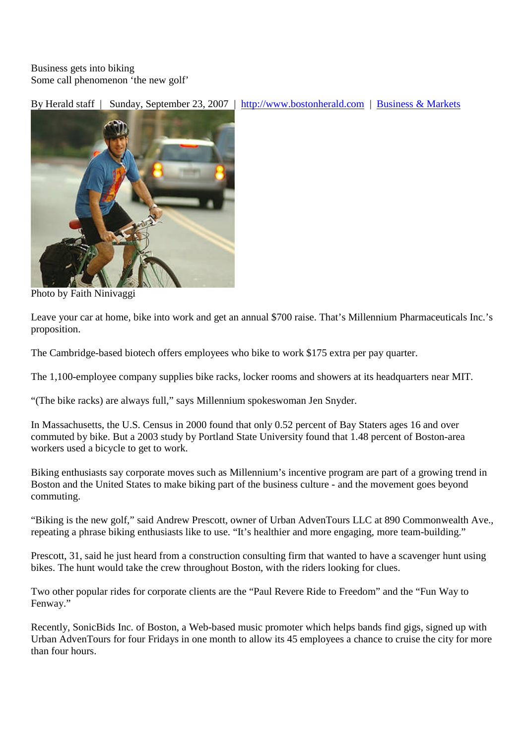# Business gets into biking
## Some call phenomenon 'the new golf'

By Herald staff | Sunday, September 23, 2007 | http://www.bostonherald.com | Business & Markets

Photo by Faith Ninivaggi

Leave your car at home, bike into work and get an annual $700 raise. That's Millennium Pharmaceuticals Inc.'s proposition.

The Cambridge-based biotech offers employees who bike to work $175 extra per pay quarter.

The 1,100-employee company supplies bike racks, locker rooms and showers at its headquarters near MIT.

"(The bike racks) are always full," says Millennium spokeswoman Jen Snyder.

In Massachusetts, the U.S. Census in 2000 found that only 0.52 percent of Bay Staters ages 16 and over commuted by bike. But a 2003 study by Portland State University found that 1.48 percent of Boston-area workers used a bicycle to get to work.

Biking enthusiasts say corporate moves such as Millennium's incentive program are part of a growing trend in Boston and the United States to make biking part of the business culture - and the movement goes beyond commuting.

"Biking is the new golf," said Andrew Prescott, owner of Urban AdvenTours LLC at 890 Commonwealth Ave., repeating a phrase biking enthusiasts like to use. "It's healthier and more engaging, more team-building."

Prescott, 31, said he just heard from a construction consulting firm that wanted to have a scavenger hunt using bikes. The hunt would take the crew throughout Boston, with the riders looking for clues.

Two other popular rides for corporate clients are the "Paul Revere Ride to Freedom" and the "Fun Way to Fenway."

Recently, SonicBids Inc. of Boston, a Web-based music promoter which helps bands find gigs, signed up with Urban AdvenTours for four Fridays in one month to allow its 45 employees a chance to cruise the city for more than four hours.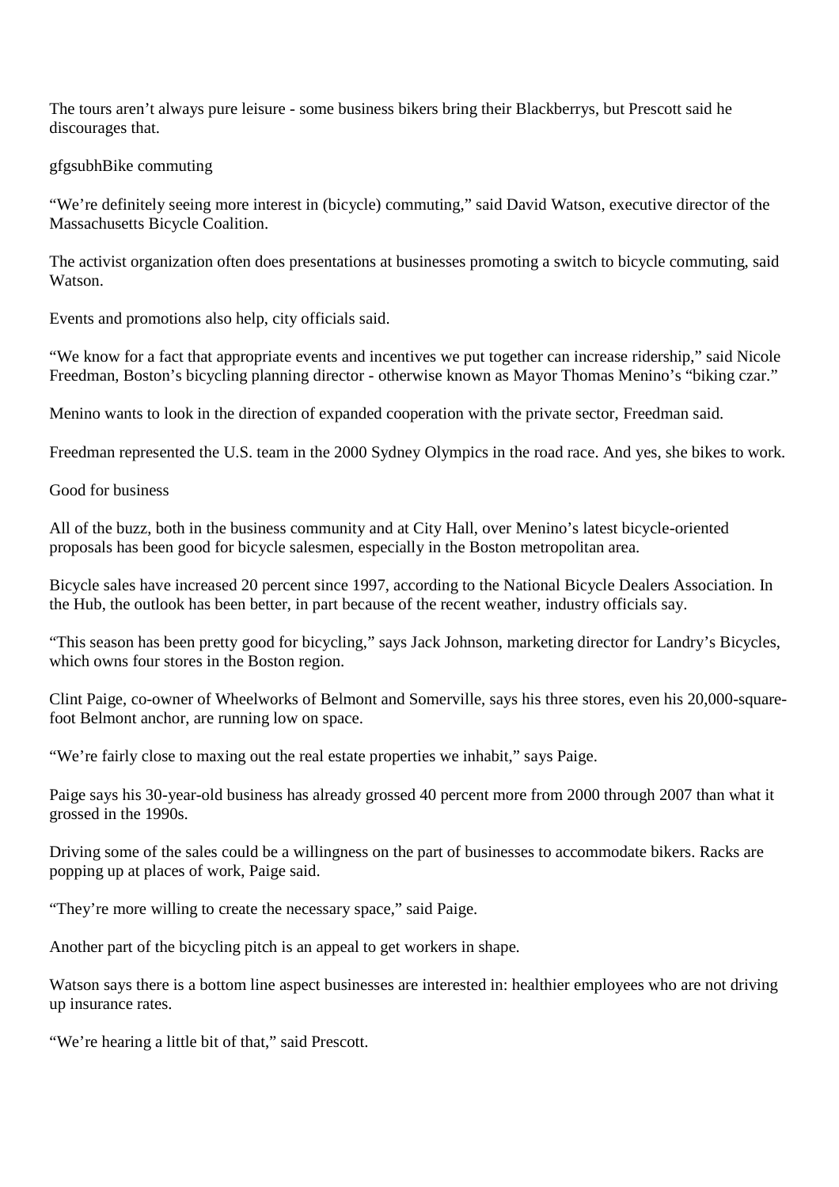The tours aren't always pure leisure - some business bikers bring their Blackberrys, but Prescott said he discourages that.

gfgsubhBike commuting

"We're definitely seeing more interest in (bicycle) commuting," said David Watson, executive director of the Massachusetts Bicycle Coalition.

The activist organization often does presentations at businesses promoting a switch to bicycle commuting, said Watson.

Events and promotions also help, city officials said.

"We know for a fact that appropriate events and incentives we put together can increase ridership," said Nicole Freedman, Boston's bicycling planning director - otherwise known as Mayor Thomas Menino's "biking czar."

Menino wants to look in the direction of expanded cooperation with the private sector, Freedman said.

Freedman represented the U.S. team in the 2000 Sydney Olympics in the road race. And yes, she bikes to work.

Good for business

All of the buzz, both in the business community and at City Hall, over Menino's latest bicycle-oriented proposals has been good for bicycle salesmen, especially in the Boston metropolitan area.

Bicycle sales have increased 20 percent since 1997, according to the National Bicycle Dealers Association. In the Hub, the outlook has been better, in part because of the recent weather, industry officials say.

"This season has been pretty good for bicycling," says Jack Johnson, marketing director for Landry's Bicycles, which owns four stores in the Boston region.

Clint Paige, co-owner of Wheelworks of Belmont and Somerville, says his three stores, even his 20,000-square-foot Belmont anchor, are running low on space.

"We're fairly close to maxing out the real estate properties we inhabit," says Paige.

Paige says his 30-year-old business has already grossed 40 percent more from 2000 through 2007 than what it grossed in the 1990s.

Driving some of the sales could be a willingness on the part of businesses to accommodate bikers. Racks are popping up at places of work, Paige said.

"They're more willing to create the necessary space," said Paige.

Another part of the bicycling pitch is an appeal to get workers in shape.

Watson says there is a bottom line aspect businesses are interested in: healthier employees who are not driving up insurance rates.

"We're hearing a little bit of that," said Prescott.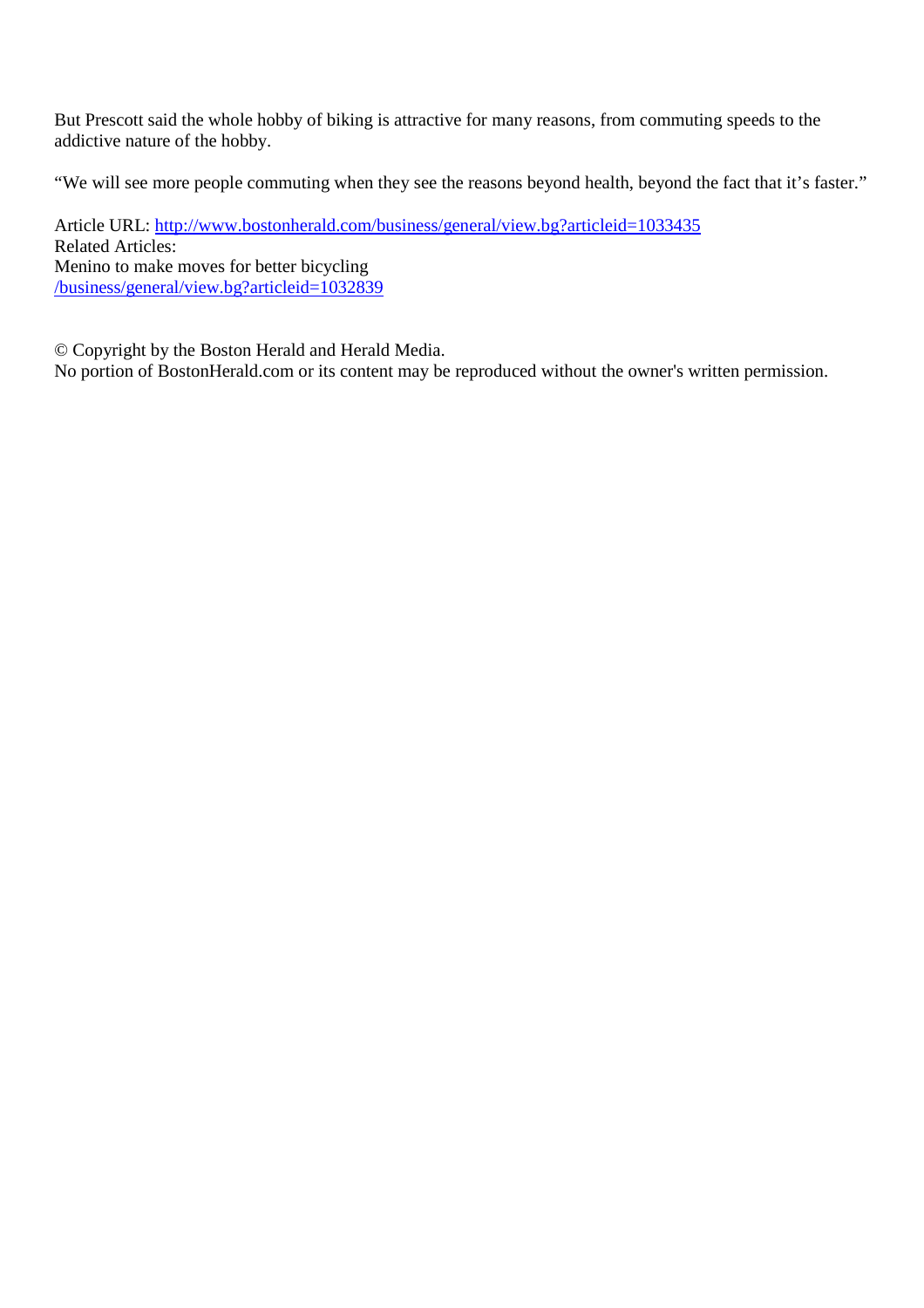But Prescott said the whole hobby of biking is attractive for many reasons, from commuting speeds to the addictive nature of the hobby.

"We will see more people commuting when they see the reasons beyond health, beyond the fact that it's faster."

Article URL: http://www.bostonherald.com/business/general/view.bg?articleid=1033435
Related Articles:
Menino to make moves for better bicycling
/business/general/view.bg?articleid=1032839

© Copyright by the Boston Herald and Herald Media.
No portion of BostonHerald.com or its content may be reproduced without the owner's written permission.